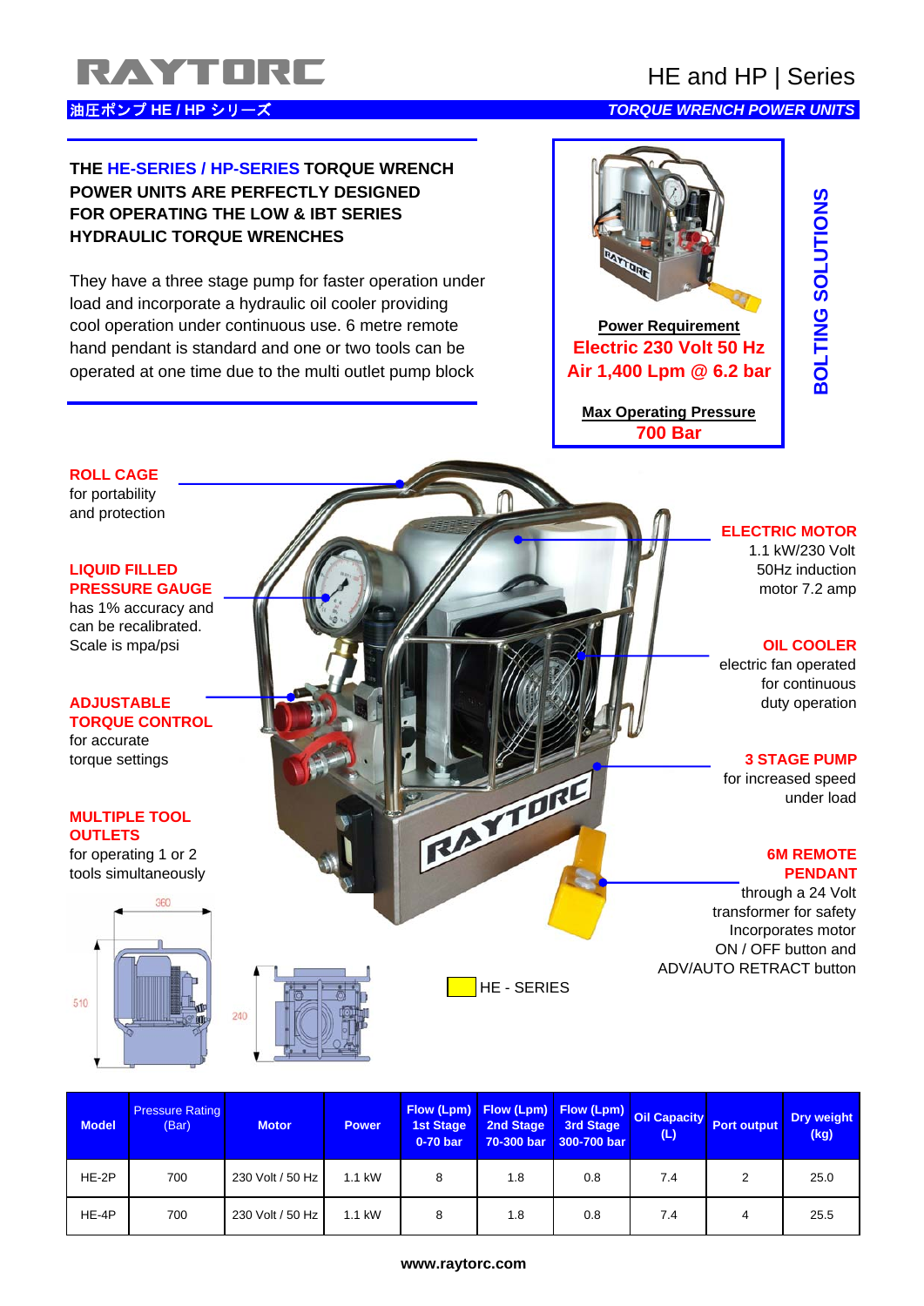# RAYTORC

## HE and HP | Series

油圧ポンプ HE / HP シリーズ

*TORQUE WRENCH POWER UNITS*

**THE HE-SERIES / HP-SERIES TORQUE WRENCH POWER UNITS ARE PERFECTLY DESIGNED FOR OPERATING THE LOW & IBT SERIES HYDRAULIC TORQUE WRENCHES**

They have a three stage pump for faster operation under load and incorporate a hydraulic oil cooler providing cool operation under continuous use. 6 metre remote hand pendant is standard and one or two tools can be operated at one time due to the multi outlet pump block

**Power Requirement**
**Electric 230 Volt 50 Hz**
**Air 1,400 Lpm @ 6.2 bar**

**Max Operating Pressure**
**700 Bar**

**BOLTING SOLUTIONS**

**ROLL CAGE**
for portability and protection

**LIQUID FILLED PRESSURE GAUGE**
has 1% accuracy and can be recalibrated. Scale is mpa/psi

**ADJUSTABLE TORQUE CONTROL**
for accurate torque settings

**MULTIPLE TOOL OUTLETS**
for operating 1 or 2 tools simultaneously

**ELECTRIC MOTOR**
1.1 kW/230 Volt 50Hz induction motor 7.2 amp

**OIL COOLER**
electric fan operated for continuous duty operation

**3 STAGE PUMP**
for increased speed under load

**6M REMOTE PENDANT**
through a 24 Volt transformer for safety Incorporates motor ON / OFF button and ADV/AUTO RETRACT button

360 | 510 | 240

HE - SERIES

| Model | Pressure Rating (Bar) | Motor | Power | Flow (Lpm) 1st Stage 0-70 bar | Flow (Lpm) 2nd Stage 70-300 bar | Flow (Lpm) 3rd Stage 300-700 bar | Oil Capacity (L) | Port output | Dry weight (kg) |
|---|---|---|---|---|---|---|---|---|---|
| HE-2P | 700 | 230 Volt / 50 Hz | 1.1 kW | 8 | 1.8 | 0.8 | 7.4 | 2 | 25.0 |
| HE-4P | 700 | 230 Volt / 50 Hz | 1.1 kW | 8 | 1.8 | 0.8 | 7.4 | 4 | 25.5 |

www.raytorc.com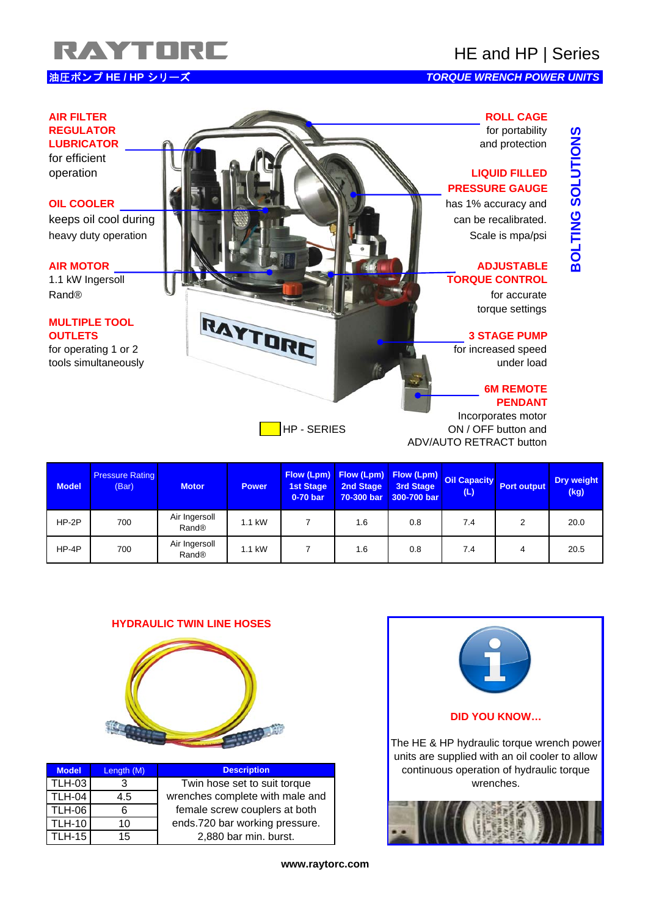# HE and HP | Series

油圧ポンプ HE / HP シリーズ

*TORQUE WRENCH POWER UNITS*

**BOLTING SOLUTIONS**

**AIR FILTER REGULATOR LUBRICATOR**
for efficient operation

**OIL COOLER**
keeps oil cool during heavy duty operation

**AIR MOTOR**
1.1 kW Ingersoll Rand®

**MULTIPLE TOOL OUTLETS**
for operating 1 or 2 tools simultaneously

**ROLL CAGE**
for portability and protection

**LIQUID FILLED PRESSURE GAUGE**
has 1% accuracy and can be recalibrated. Scale is mpa/psi

**ADJUSTABLE TORQUE CONTROL**
for accurate torque settings

**3 STAGE PUMP**
for increased speed under load

**6M REMOTE PENDANT**
Incorporates motor ON / OFF button and ADV/AUTO RETRACT button

HP - SERIES

| Model | Pressure Rating (Bar) | Motor | Power | Flow (Lpm) 1st Stage 0-70 bar | Flow (Lpm) 2nd Stage 70-300 bar | Flow (Lpm) 3rd Stage 300-700 bar | Oil Capacity (L) | Port output | Dry weight (kg) |
|---|---|---|---|---|---|---|---|---|---|
| HP-2P | 700 | Air Ingersoll Rand® | 1.1 kW | 7 | 1.6 | 0.8 | 7.4 | 2 | 20.0 |
| HP-4P | 700 | Air Ingersoll Rand® | 1.1 kW | 7 | 1.6 | 0.8 | 7.4 | 4 | 20.5 |

## HYDRAULIC TWIN LINE HOSES

| Model | Length (M) | Description |
|---|---|---|
| TLH-03 | 3 | Twin hose set to suit torque wrenches complete with male and female screw couplers at both ends.720 bar working pressure. 2,880 bar min. burst. |
| TLH-04 | 4.5 | |
| TLH-06 | 6 | |
| TLH-10 | 10 | |
| TLH-15 | 15 | |

**DID YOU KNOW…**

The HE & HP hydraulic torque wrench power units are supplied with an oil cooler to allow continuous operation of hydraulic torque wrenches.

**www.raytorc.com**